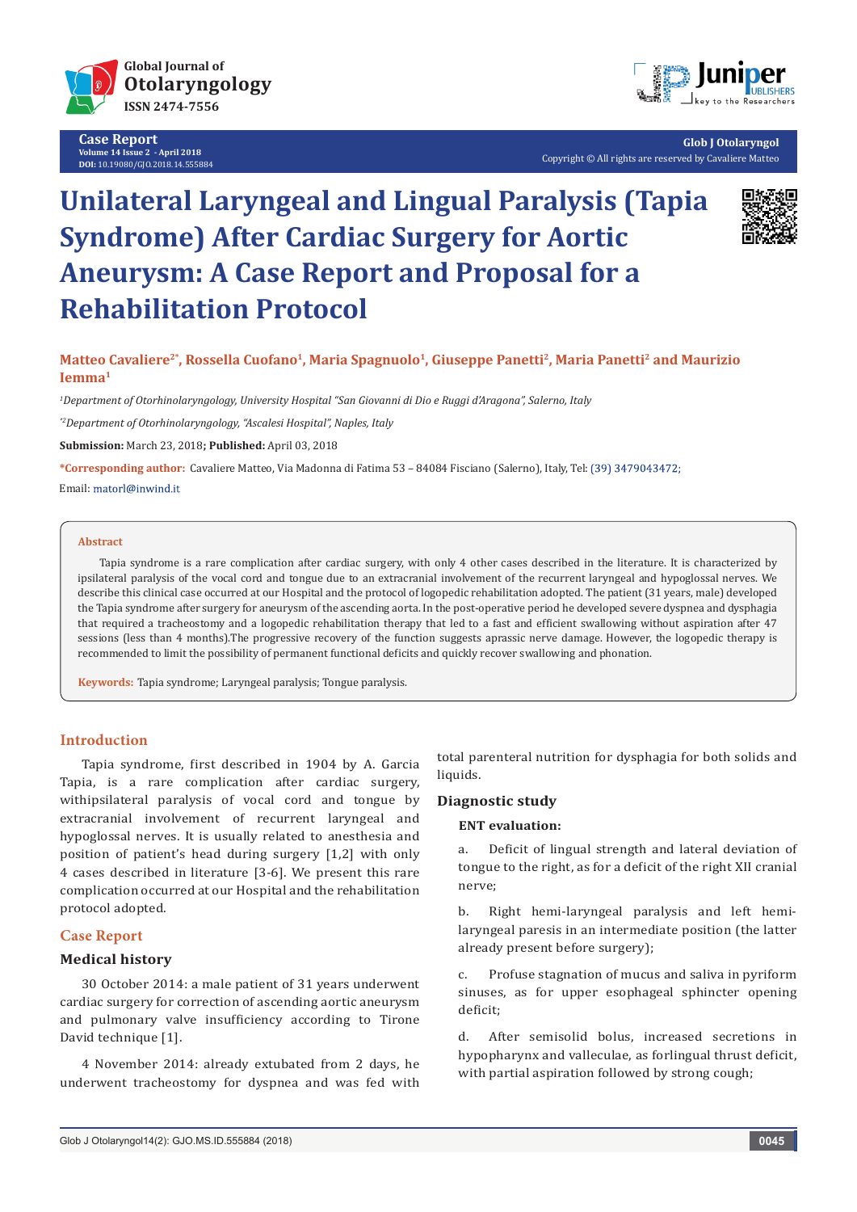Case Report

# Unilateral Laryngeal and Lingual Paralysis (Tapia Syndrome) After Cardiac Surgery for Aortic Aneurysm: A Case Report and Proposal for a Rehabilitation Protocol

**Matteo Cavaliere[2*], Rossella Cuofano[1], Maria Spagnuolo[1], Giuseppe Panetti[2], Maria Panetti[2] and Maurizio Iemma[1]**

[1]*Department of Otorhinolaryngology, University Hospital "San Giovanni di Dio e Ruggi d'Aragona", Salerno, Italy*

[*2]*Department of Otorhinolaryngology, "Ascalesi Hospital", Naples, Italy*

**Submission:** March 23, 2018**; Published:** April 03, 2018

**\*Corresponding author:** Cavaliere Matteo, Via Madonna di Fatima 53 – 84084 Fisciano (Salerno), Italy, Tel: (39) 3479043472;

Email: matorl@inwind.it

### Abstract

Tapia syndrome is a rare complication after cardiac surgery, with only 4 other cases described in the literature. It is characterized by ipsilateral paralysis of the vocal cord and tongue due to an extracranial involvement of the recurrent laryngeal and hypoglossal nerves. We describe this clinical case occurred at our Hospital and the protocol of logopedic rehabilitation adopted. The patient (31 years, male) developed the Tapia syndrome after surgery for aneurysm of the ascending aorta. In the post-operative period he developed severe dyspnea and dysphagia that required a tracheostomy and a logopedic rehabilitation therapy that led to a fast and efficient swallowing without aspiration after 47 sessions (less than 4 months).The progressive recovery of the function suggests aprassic nerve damage. However, the logopedic therapy is recommended to limit the possibility of permanent functional deficits and quickly recover swallowing and phonation.

**Keywords:** Tapia syndrome; Laryngeal paralysis; Tongue paralysis.

## Introduction

Tapia syndrome, first described in 1904 by A. Garcia Tapia, is a rare complication after cardiac surgery, withipsilateral paralysis of vocal cord and tongue by extracranial involvement of recurrent laryngeal and hypoglossal nerves. It is usually related to anesthesia and position of patient's head during surgery [1,2] with only 4 cases described in literature [3-6]. We present this rare complication occurred at our Hospital and the rehabilitation protocol adopted.

## Case Report

### Medical history

30 October 2014: a male patient of 31 years underwent cardiac surgery for correction of ascending aortic aneurysm and pulmonary valve insufficiency according to Tirone David technique [1].

4 November 2014: already extubated from 2 days, he underwent tracheostomy for dyspnea and was fed with total parenteral nutrition for dysphagia for both solids and liquids.

### Diagnostic study

**ENT evaluation:**

a. Deficit of lingual strength and lateral deviation of tongue to the right, as for a deficit of the right XII cranial nerve;

b. Right hemi-laryngeal paralysis and left hemi-laryngeal paresis in an intermediate position (the latter already present before surgery);

c. Profuse stagnation of mucus and saliva in pyriform sinuses, as for upper esophageal sphincter opening deficit;

d. After semisolid bolus, increased secretions in hypopharynx and valleculae, as forlingual thrust deficit, with partial aspiration followed by strong cough;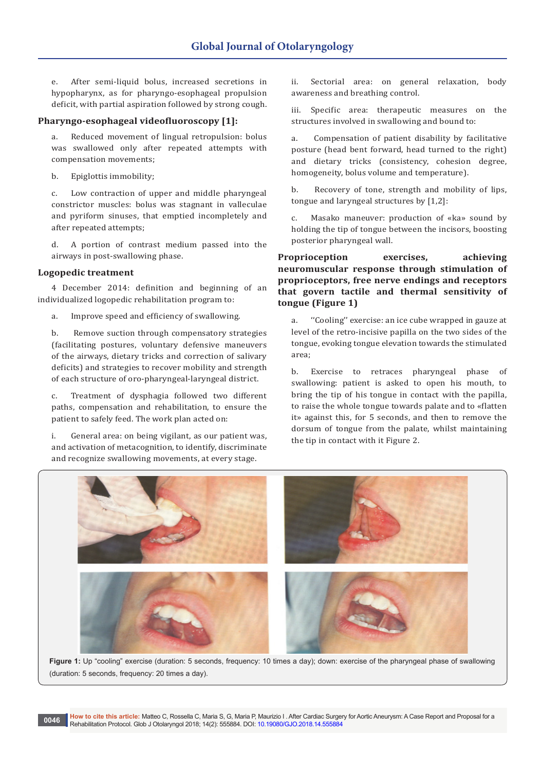e. After semi-liquid bolus, increased secretions in hypopharynx, as for pharyngo-esophageal propulsion deficit, with partial aspiration followed by strong cough.

## Pharyngo-esophageal videofluoroscopy [1]:

a. Reduced movement of lingual retropulsion: bolus was swallowed only after repeated attempts with compensation movements;

b. Epiglottis immobility;

c. Low contraction of upper and middle pharyngeal constrictor muscles: bolus was stagnant in valleculae and pyriform sinuses, that emptied incompletely and after repeated attempts;

d. A portion of contrast medium passed into the airways in post-swallowing phase.

## Logopedic treatment

4 December 2014: definition and beginning of an individualized logopedic rehabilitation program to:

a. Improve speed and efficiency of swallowing.

b. Remove suction through compensatory strategies (facilitating postures, voluntary defensive maneuvers of the airways, dietary tricks and correction of salivary deficits) and strategies to recover mobility and strength of each structure of oro-pharyngeal-laryngeal district.

c. Treatment of dysphagia followed two different paths, compensation and rehabilitation, to ensure the patient to safely feed. The work plan acted on:

i. General area: on being vigilant, as our patient was, and activation of metacognition, to identify, discriminate and recognize swallowing movements, at every stage.

ii. Sectorial area: on general relaxation, body awareness and breathing control.

iii. Specific area: therapeutic measures on the structures involved in swallowing and bound to:

a. Compensation of patient disability by facilitative posture (head bent forward, head turned to the right) and dietary tricks (consistency, cohesion degree, homogeneity, bolus volume and temperature).

b. Recovery of tone, strength and mobility of lips, tongue and laryngeal structures by [1,2]:

c. Masako maneuver: production of «ka» sound by holding the tip of tongue between the incisors, boosting posterior pharyngeal wall.

## Proprioception exercises, achieving neuromuscular response through stimulation of proprioceptors, free nerve endings and receptors that govern tactile and thermal sensitivity of tongue (Figure 1)

a. "Cooling" exercise: an ice cube wrapped in gauze at level of the retro-incisive papilla on the two sides of the tongue, evoking tongue elevation towards the stimulated area;

b. Exercise to retraces pharyngeal phase of swallowing: patient is asked to open his mouth, to bring the tip of his tongue in contact with the papilla, to raise the whole tongue towards palate and to «flatten it» against this, for 5 seconds, and then to remove the dorsum of tongue from the palate, whilst maintaining the tip in contact with it Figure 2.

**Figure 1:** Up "cooling" exercise (duration: 5 seconds, frequency: 10 times a day); down: exercise of the pharyngeal phase of swallowing (duration: 5 seconds, frequency: 20 times a day).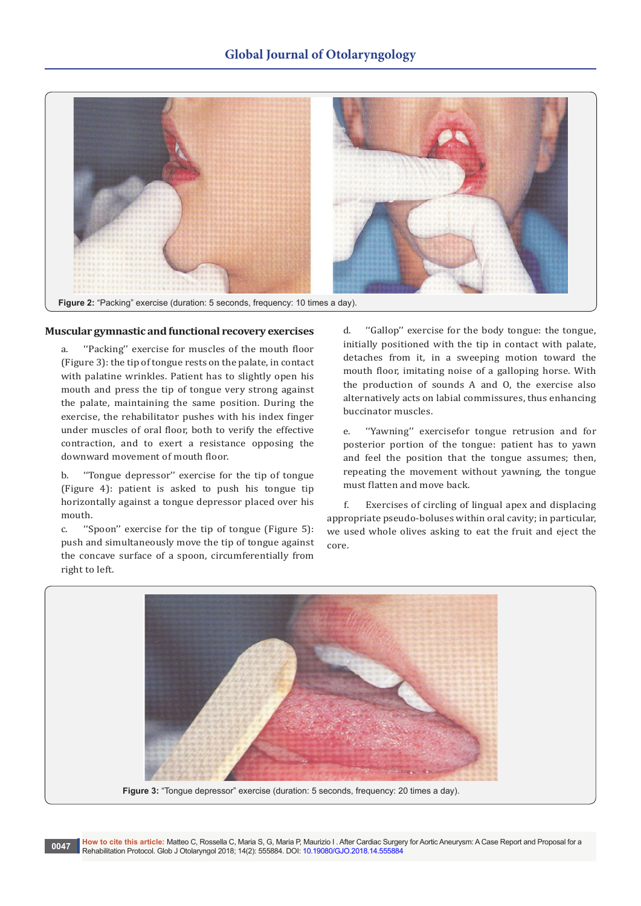Figure 2: "Packing" exercise (duration: 5 seconds, frequency: 10 times a day).

## Muscular gymnastic and functional recovery exercises

a. ''Packing'' exercise for muscles of the mouth floor (Figure 3): the tip of tongue rests on the palate, in contact with palatine wrinkles. Patient has to slightly open his mouth and press the tip of tongue very strong against the palate, maintaining the same position. During the exercise, the rehabilitator pushes with his index finger under muscles of oral floor, both to verify the effective contraction, and to exert a resistance opposing the downward movement of mouth floor.

b. ''Tongue depressor'' exercise for the tip of tongue (Figure 4): patient is asked to push his tongue tip horizontally against a tongue depressor placed over his mouth.

c. ''Spoon'' exercise for the tip of tongue (Figure 5): push and simultaneously move the tip of tongue against the concave surface of a spoon, circumferentially from right to left.

d. ''Gallop'' exercise for the body tongue: the tongue, initially positioned with the tip in contact with palate, detaches from it, in a sweeping motion toward the mouth floor, imitating noise of a galloping horse. With the production of sounds A and O, the exercise also alternatively acts on labial commissures, thus enhancing buccinator muscles.

e. ''Yawning'' exercisefor tongue retrusion and for posterior portion of the tongue: patient has to yawn and feel the position that the tongue assumes; then, repeating the movement without yawning, the tongue must flatten and move back.

f. Exercises of circling of lingual apex and displacing appropriate pseudo-boluses within oral cavity; in particular, we used whole olives asking to eat the fruit and eject the core.

Figure 3: "Tongue depressor" exercise (duration: 5 seconds, frequency: 20 times a day).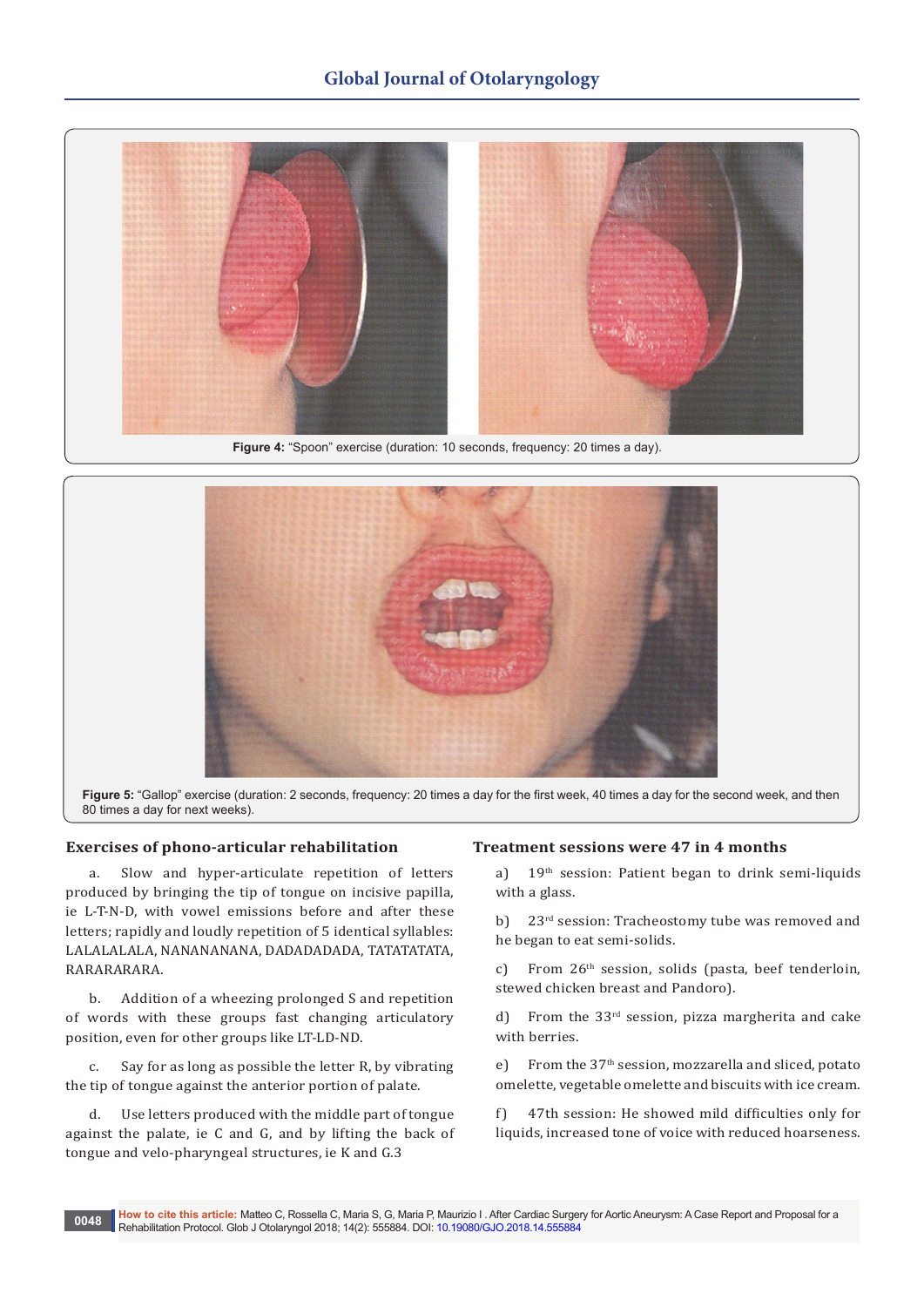Figure 4: "Spoon" exercise (duration: 10 seconds, frequency: 20 times a day).

Figure 5: "Gallop" exercise (duration: 2 seconds, frequency: 20 times a day for the first week, 40 times a day for the second week, and then 80 times a day for next weeks).

### Exercises of phono-articular rehabilitation

a. Slow and hyper-articulate repetition of letters produced by bringing the tip of tongue on incisive papilla, ie L-T-N-D, with vowel emissions before and after these letters; rapidly and loudly repetition of 5 identical syllables: LALALALALA, NANANANANA, DADADADADA, TATATATATA, RARARARARA.

b. Addition of a wheezing prolonged S and repetition of words with these groups fast changing articulatory position, even for other groups like LT-LD-ND.

c. Say for as long as possible the letter R, by vibrating the tip of tongue against the anterior portion of palate.

d. Use letters produced with the middle part of tongue against the palate, ie C and G, and by lifting the back of tongue and velo-pharyngeal structures, ie K and G.3

### Treatment sessions were 47 in 4 months

a) 19th session: Patient began to drink semi-liquids with a glass.

b) 23rd session: Tracheostomy tube was removed and he began to eat semi-solids.

c) From 26th session, solids (pasta, beef tenderloin, stewed chicken breast and Pandoro).

d) From the 33rd session, pizza margherita and cake with berries.

e) From the 37th session, mozzarella and sliced, potato omelette, vegetable omelette and biscuits with ice cream.

f) 47th session: He showed mild difficulties only for liquids, increased tone of voice with reduced hoarseness.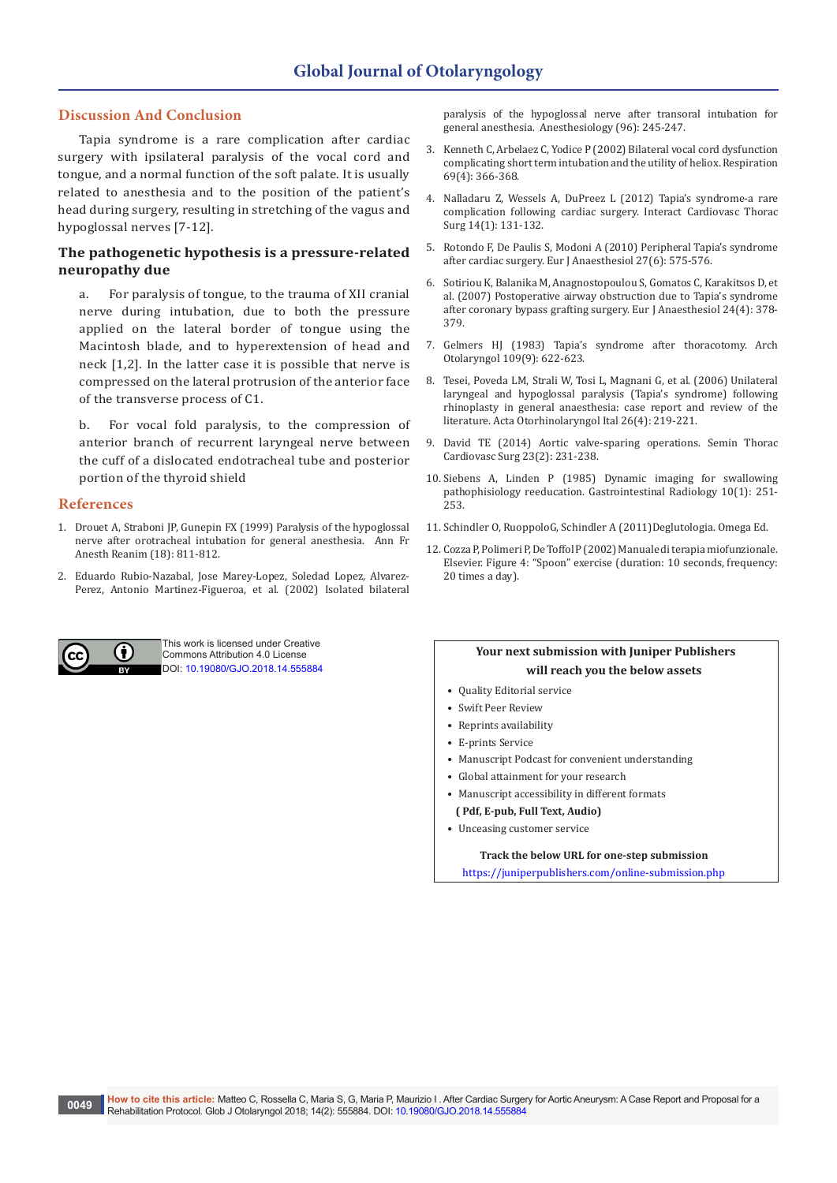## Discussion And Conclusion

Tapia syndrome is a rare complication after cardiac surgery with ipsilateral paralysis of the vocal cord and tongue, and a normal function of the soft palate. It is usually related to anesthesia and to the position of the patient's head during surgery, resulting in stretching of the vagus and hypoglossal nerves [7-12].

### The pathogenetic hypothesis is a pressure-related neuropathy due

a. For paralysis of tongue, to the trauma of XII cranial nerve during intubation, due to both the pressure applied on the lateral border of tongue using the Macintosh blade, and to hyperextension of head and neck [1,2]. In the latter case it is possible that nerve is compressed on the lateral protrusion of the anterior face of the transverse process of C1.

b. For vocal fold paralysis, to the compression of anterior branch of recurrent laryngeal nerve between the cuff of a dislocated endotracheal tube and posterior portion of the thyroid shield

## References

1. Drouet A, Straboni JP, Gunepin FX (1999) Paralysis of the hypoglossal nerve after orotracheal intubation for general anesthesia. Ann Fr Anesth Reanim (18): 811-812.
2. Eduardo Rubio-Nazabal, Jose Marey-Lopez, Soledad Lopez, Alvarez-Perez, Antonio Martinez-Figueroa, et al. (2002) Isolated bilateral paralysis of the hypoglossal nerve after transoral intubation for general anesthesia. Anesthesiology (96): 245-247.
3. Kenneth C, Arbelaez C, Yodice P (2002) Bilateral vocal cord dysfunction complicating short term intubation and the utility of heliox. Respiration 69(4): 366-368.
4. Nalladaru Z, Wessels A, DuPreez L (2012) Tapia's syndrome-a rare complication following cardiac surgery. Interact Cardiovasc Thorac Surg 14(1): 131-132.
5. Rotondo F, De Paulis S, Modoni A (2010) Peripheral Tapia's syndrome after cardiac surgery. Eur J Anaesthesiol 27(6): 575-576.
6. Sotiriou K, Balanika M, Anagnostopoulou S, Gomatos C, Karakitsos D, et al. (2007) Postoperative airway obstruction due to Tapia's syndrome after coronary bypass grafting surgery. Eur J Anaesthesiol 24(4): 378-379.
7. Gelmers HJ (1983) Tapia's syndrome after thoracotomy. Arch Otolaryngol 109(9): 622-623.
8. Tesei, Poveda LM, Strali W, Tosi L, Magnani G, et al. (2006) Unilateral laryngeal and hypoglossal paralysis (Tapia's syndrome) following rhinoplasty in general anaesthesia: case report and review of the literature. Acta Otorhinolaryngol Ital 26(4): 219-221.
9. David TE (2014) Aortic valve-sparing operations. Semin Thorac Cardiovasc Surg 23(2): 231-238.
10. Siebens A, Linden P (1985) Dynamic imaging for swallowing pathophisiology reeducation. Gastrointestinal Radiology 10(1): 251-253.
11. Schindler O, RuoppoloG, Schindler A (2011)Deglutologia. Omega Ed.
12. Cozza P, Polimeri P, De Toffol P (2002) Manuale di terapia miofunzionale. Elsevier. Figure 4: "Spoon" exercise (duration: 10 seconds, frequency: 20 times a day).

This work is licensed under Creative Commons Attribution 4.0 License
DOI: 10.19080/GJO.2018.14.555884

**Your next submission with Juniper Publishers will reach you the below assets**

- Quality Editorial service
- Swift Peer Review
- Reprints availability
- E-prints Service
- Manuscript Podcast for convenient understanding
- Global attainment for your research
- Manuscript accessibility in different formats

**( Pdf, E-pub, Full Text, Audio)**

- Unceasing customer service

**Track the below URL for one-step submission**

https://juniperpublishers.com/online-submission.php

**How to cite this article:** Matteo C, Rossella C, Maria S, G, Maria P, Maurizio I . After Cardiac Surgery for Aortic Aneurysm: A Case Report and Proposal for a Rehabilitation Protocol. Glob J Otolaryngol 2018; 14(2): 555884. DOI: 10.19080/GJO.2018.14.555884